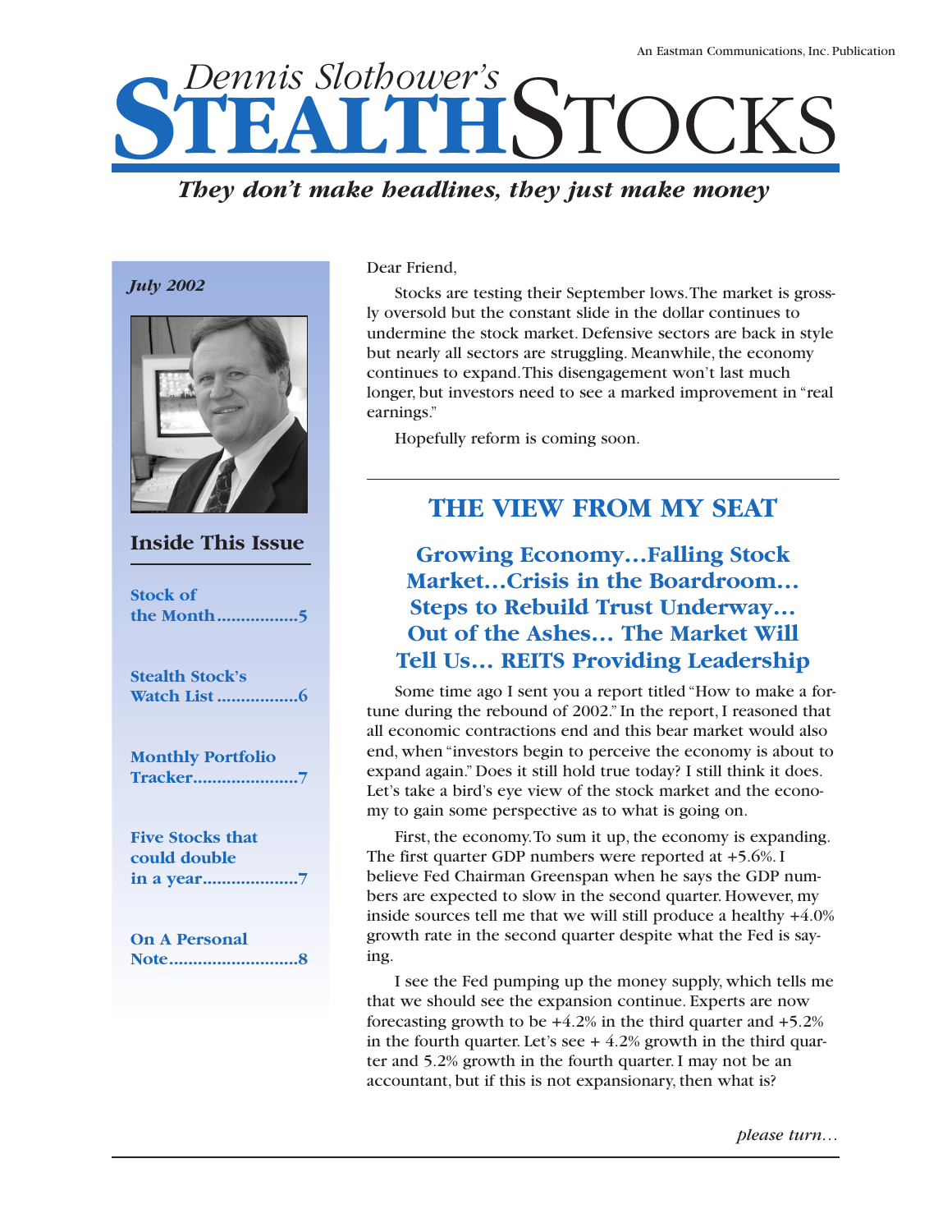An Eastman Communications, Inc. Publication

# Dennis Slothower's STEALTH STOCKS

***They don't make headlines, they just make money***

*July 2002*

## Inside This Issue

- Stock of the Month.................5
- Stealth Stock's Watch List.................6
- Monthly Portfolio Tracker......................7
- Five Stocks that could double in a year....................7
- On A Personal Note...........................8

Dear Friend,

Stocks are testing their September lows. The market is grossly oversold but the constant slide in the dollar continues to undermine the stock market. Defensive sectors are back in style but nearly all sectors are struggling. Meanwhile, the economy continues to expand. This disengagement won't last much longer, but investors need to see a marked improvement in "real earnings."

Hopefully reform is coming soon.

## THE VIEW FROM MY SEAT

### Growing Economy…Falling Stock Market…Crisis in the Boardroom… Steps to Rebuild Trust Underway… Out of the Ashes… The Market Will Tell Us… REITS Providing Leadership

Some time ago I sent you a report titled "How to make a fortune during the rebound of 2002." In the report, I reasoned that all economic contractions end and this bear market would also end, when "investors begin to perceive the economy is about to expand again." Does it still hold true today? I still think it does. Let's take a bird's eye view of the stock market and the economy to gain some perspective as to what is going on.

First, the economy. To sum it up, the economy is expanding. The first quarter GDP numbers were reported at +5.6%. I believe Fed Chairman Greenspan when he says the GDP numbers are expected to slow in the second quarter. However, my inside sources tell me that we will still produce a healthy +4.0% growth rate in the second quarter despite what the Fed is saying.

I see the Fed pumping up the money supply, which tells me that we should see the expansion continue. Experts are now forecasting growth to be +4.2% in the third quarter and +5.2% in the fourth quarter. Let's see + 4.2% growth in the third quarter and 5.2% growth in the fourth quarter. I may not be an accountant, but if this is not expansionary, then what is?

*please turn…*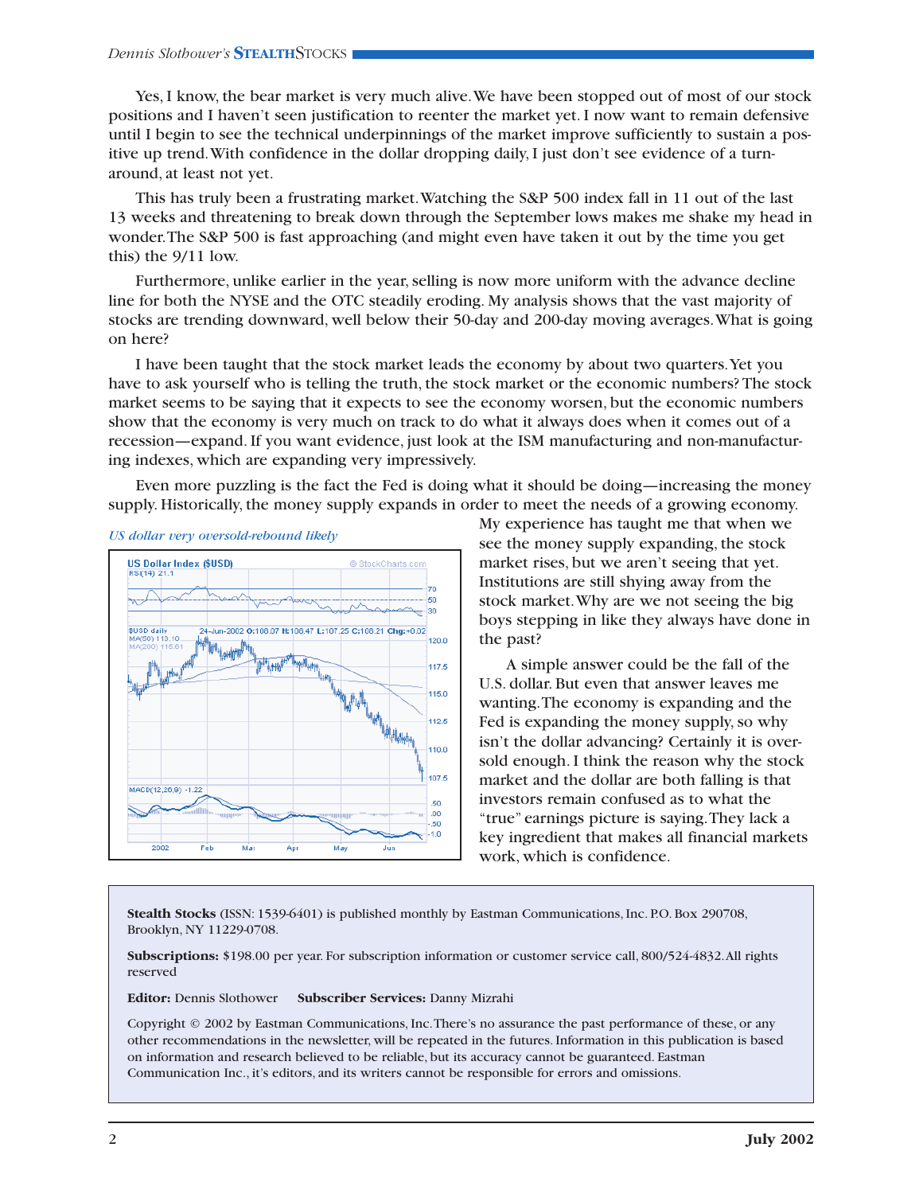Yes, I know, the bear market is very much alive. We have been stopped out of most of our stock positions and I haven't seen justification to reenter the market yet. I now want to remain defensive until I begin to see the technical underpinnings of the market improve sufficiently to sustain a positive up trend. With confidence in the dollar dropping daily, I just don't see evidence of a turnaround, at least not yet.

This has truly been a frustrating market. Watching the S&P 500 index fall in 11 out of the last 13 weeks and threatening to break down through the September lows makes me shake my head in wonder. The S&P 500 is fast approaching (and might even have taken it out by the time you get this) the 9/11 low.

Furthermore, unlike earlier in the year, selling is now more uniform with the advance decline line for both the NYSE and the OTC steadily eroding. My analysis shows that the vast majority of stocks are trending downward, well below their 50-day and 200-day moving averages. What is going on here?

I have been taught that the stock market leads the economy by about two quarters. Yet you have to ask yourself who is telling the truth, the stock market or the economic numbers? The stock market seems to be saying that it expects to see the economy worsen, but the economic numbers show that the economy is very much on track to do what it always does when it comes out of a recession—expand. If you want evidence, just look at the ISM manufacturing and non-manufacturing indexes, which are expanding very impressively.

Even more puzzling is the fact the Fed is doing what it should be doing—increasing the money supply. Historically, the money supply expands in order to meet the needs of a growing economy. My experience has taught me that when we see the money supply expanding, the stock market rises, but we aren't seeing that yet. Institutions are still shying away from the stock market. Why are we not seeing the big boys stepping in like they always have done in the past?

*US dollar very oversold-rebound likely*

A simple answer could be the fall of the U.S. dollar. But even that answer leaves me wanting. The economy is expanding and the Fed is expanding the money supply, so why isn't the dollar advancing? Certainly it is oversold enough. I think the reason why the stock market and the dollar are both falling is that investors remain confused as to what the "true" earnings picture is saying. They lack a key ingredient that makes all financial markets work, which is confidence.

---

**Stealth Stocks** (ISSN: 1539-6401) is published monthly by Eastman Communications, Inc. P.O. Box 290708, Brooklyn, NY 11229-0708.

**Subscriptions:** $198.00 per year. For subscription information or customer service call, 800/524-4832. All rights reserved

**Editor:** Dennis Slothower **Subscriber Services:** Danny Mizrahi

Copyright © 2002 by Eastman Communications, Inc. There's no assurance the past performance of these, or any other recommendations in the newsletter, will be repeated in the futures. Information in this publication is based on information and research believed to be reliable, but its accuracy cannot be guaranteed. Eastman Communication Inc., it's editors, and its writers cannot be responsible for errors and omissions.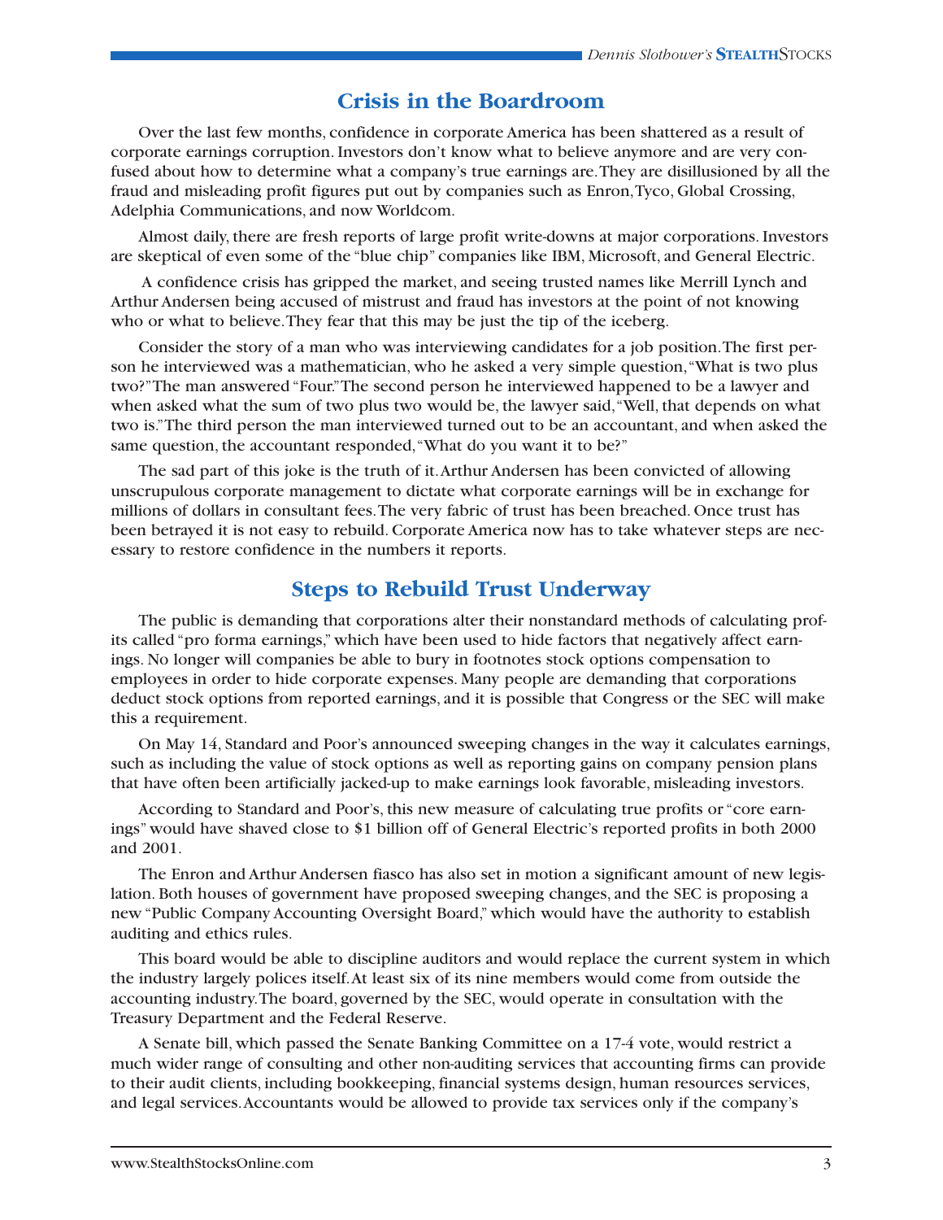## Crisis in the Boardroom

Over the last few months, confidence in corporate America has been shattered as a result of corporate earnings corruption. Investors don't know what to believe anymore and are very confused about how to determine what a company's true earnings are. They are disillusioned by all the fraud and misleading profit figures put out by companies such as Enron, Tyco, Global Crossing, Adelphia Communications, and now Worldcom.

Almost daily, there are fresh reports of large profit write-downs at major corporations. Investors are skeptical of even some of the "blue chip" companies like IBM, Microsoft, and General Electric.

A confidence crisis has gripped the market, and seeing trusted names like Merrill Lynch and Arthur Andersen being accused of mistrust and fraud has investors at the point of not knowing who or what to believe. They fear that this may be just the tip of the iceberg.

Consider the story of a man who was interviewing candidates for a job position. The first person he interviewed was a mathematician, who he asked a very simple question, "What is two plus two?" The man answered "Four." The second person he interviewed happened to be a lawyer and when asked what the sum of two plus two would be, the lawyer said, "Well, that depends on what two is." The third person the man interviewed turned out to be an accountant, and when asked the same question, the accountant responded, "What do you want it to be?"

The sad part of this joke is the truth of it. Arthur Andersen has been convicted of allowing unscrupulous corporate management to dictate what corporate earnings will be in exchange for millions of dollars in consultant fees. The very fabric of trust has been breached. Once trust has been betrayed it is not easy to rebuild. Corporate America now has to take whatever steps are necessary to restore confidence in the numbers it reports.

## Steps to Rebuild Trust Underway

The public is demanding that corporations alter their nonstandard methods of calculating profits called "pro forma earnings," which have been used to hide factors that negatively affect earnings. No longer will companies be able to bury in footnotes stock options compensation to employees in order to hide corporate expenses. Many people are demanding that corporations deduct stock options from reported earnings, and it is possible that Congress or the SEC will make this a requirement.

On May 14, Standard and Poor's announced sweeping changes in the way it calculates earnings, such as including the value of stock options as well as reporting gains on company pension plans that have often been artificially jacked-up to make earnings look favorable, misleading investors.

According to Standard and Poor's, this new measure of calculating true profits or "core earnings" would have shaved close to $1 billion off of General Electric's reported profits in both 2000 and 2001.

The Enron and Arthur Andersen fiasco has also set in motion a significant amount of new legislation. Both houses of government have proposed sweeping changes, and the SEC is proposing a new "Public Company Accounting Oversight Board," which would have the authority to establish auditing and ethics rules.

This board would be able to discipline auditors and would replace the current system in which the industry largely polices itself. At least six of its nine members would come from outside the accounting industry. The board, governed by the SEC, would operate in consultation with the Treasury Department and the Federal Reserve.

A Senate bill, which passed the Senate Banking Committee on a 17-4 vote, would restrict a much wider range of consulting and other non-auditing services that accounting firms can provide to their audit clients, including bookkeeping, financial systems design, human resources services, and legal services. Accountants would be allowed to provide tax services only if the company's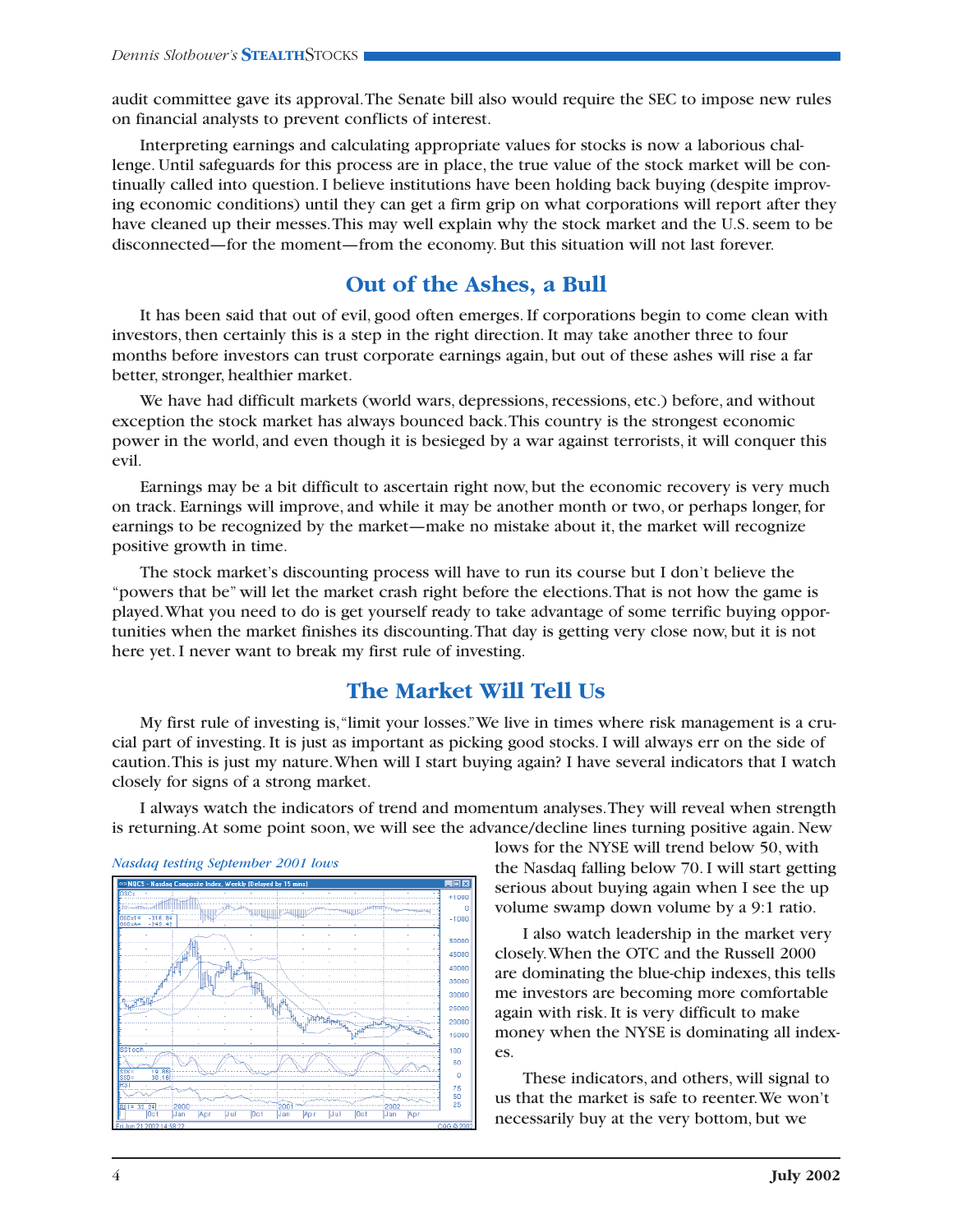audit committee gave its approval. The Senate bill also would require the SEC to impose new rules on financial analysts to prevent conflicts of interest.

Interpreting earnings and calculating appropriate values for stocks is now a laborious challenge. Until safeguards for this process are in place, the true value of the stock market will be continually called into question. I believe institutions have been holding back buying (despite improving economic conditions) until they can get a firm grip on what corporations will report after they have cleaned up their messes. This may well explain why the stock market and the U.S. seem to be disconnected—for the moment—from the economy. But this situation will not last forever.

## Out of the Ashes, a Bull

It has been said that out of evil, good often emerges. If corporations begin to come clean with investors, then certainly this is a step in the right direction. It may take another three to four months before investors can trust corporate earnings again, but out of these ashes will rise a far better, stronger, healthier market.

We have had difficult markets (world wars, depressions, recessions, etc.) before, and without exception the stock market has always bounced back. This country is the strongest economic power in the world, and even though it is besieged by a war against terrorists, it will conquer this evil.

Earnings may be a bit difficult to ascertain right now, but the economic recovery is very much on track. Earnings will improve, and while it may be another month or two, or perhaps longer, for earnings to be recognized by the market—make no mistake about it, the market will recognize positive growth in time.

The stock market's discounting process will have to run its course but I don't believe the "powers that be" will let the market crash right before the elections. That is not how the game is played. What you need to do is get yourself ready to take advantage of some terrific buying opportunities when the market finishes its discounting. That day is getting very close now, but it is not here yet. I never want to break my first rule of investing.

## The Market Will Tell Us

My first rule of investing is, "limit your losses." We live in times where risk management is a crucial part of investing. It is just as important as picking good stocks. I will always err on the side of caution. This is just my nature. When will I start buying again? I have several indicators that I watch closely for signs of a strong market.

I always watch the indicators of trend and momentum analyses. They will reveal when strength is returning. At some point soon, we will see the advance/decline lines turning positive again. New lows for the NYSE will trend below 50, with the Nasdaq falling below 70. I will start getting serious about buying again when I see the up volume swamp down volume by a 9:1 ratio.

*Nasdaq testing September 2001 lows*

I also watch leadership in the market very closely. When the OTC and the Russell 2000 are dominating the blue-chip indexes, this tells me investors are becoming more comfortable again with risk. It is very difficult to make money when the NYSE is dominating all indexes.

These indicators, and others, will signal to us that the market is safe to reenter. We won't necessarily buy at the very bottom, but we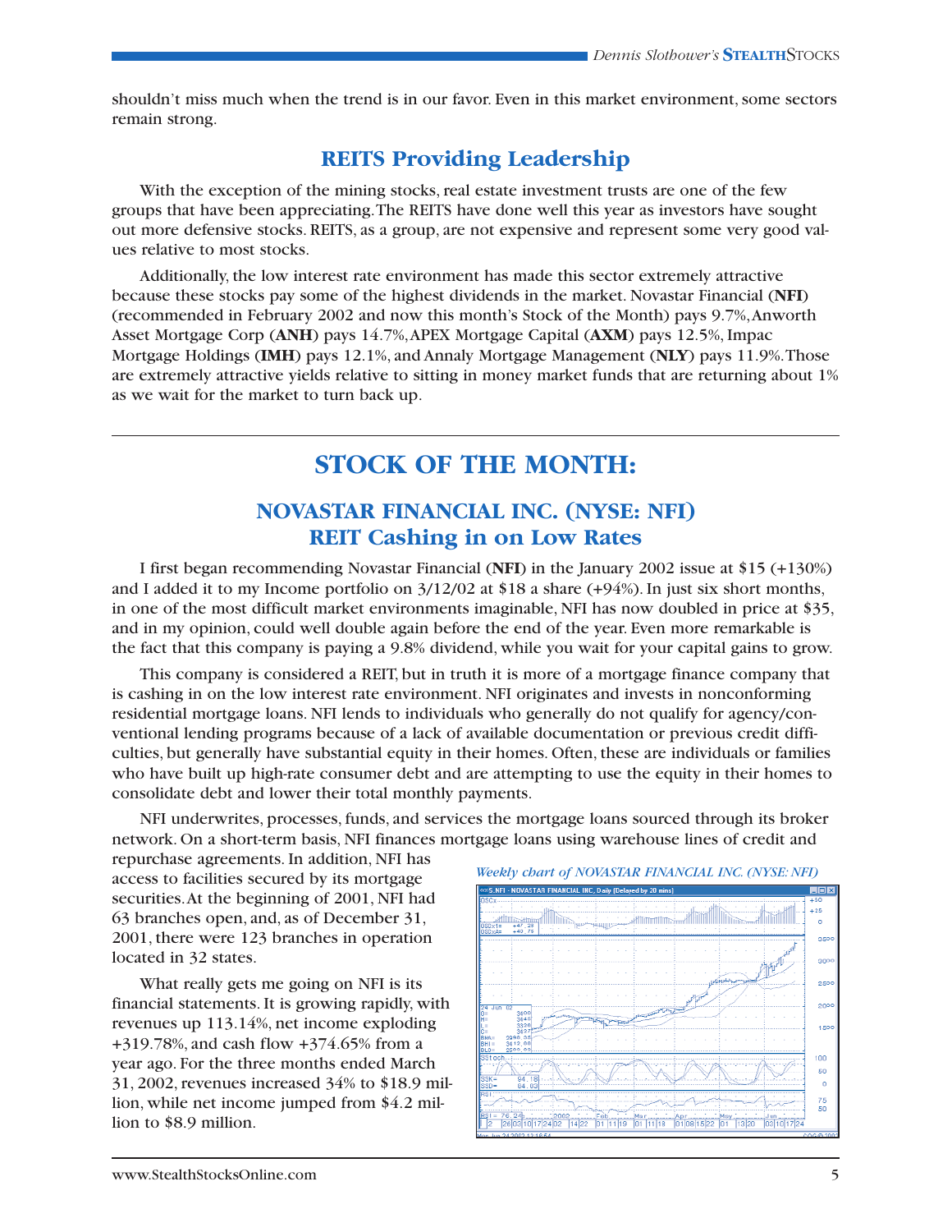shouldn't miss much when the trend is in our favor. Even in this market environment, some sectors remain strong.

## REITS Providing Leadership

With the exception of the mining stocks, real estate investment trusts are one of the few groups that have been appreciating. The REITS have done well this year as investors have sought out more defensive stocks. REITS, as a group, are not expensive and represent some very good values relative to most stocks.

Additionally, the low interest rate environment has made this sector extremely attractive because these stocks pay some of the highest dividends in the market. Novastar Financial (**NFI**) (recommended in February 2002 and now this month's Stock of the Month) pays 9.7%, Anworth Asset Mortgage Corp (**ANH**) pays 14.7%, APEX Mortgage Capital (**AXM**) pays 12.5%, Impac Mortgage Holdings (**IMH**) pays 12.1%, and Annaly Mortgage Management (**NLY**) pays 11.9%. Those are extremely attractive yields relative to sitting in money market funds that are returning about 1% as we wait for the market to turn back up.

---

# STOCK OF THE MONTH:

## NOVASTAR FINANCIAL INC. (NYSE: NFI)
## REIT Cashing in on Low Rates

I first began recommending Novastar Financial (**NFI**) in the January 2002 issue at $15 (+130%) and I added it to my Income portfolio on 3/12/02 at $18 a share (+94%). In just six short months, in one of the most difficult market environments imaginable, NFI has now doubled in price at $35, and in my opinion, could well double again before the end of the year. Even more remarkable is the fact that this company is paying a 9.8% dividend, while you wait for your capital gains to grow.

This company is considered a REIT, but in truth it is more of a mortgage finance company that is cashing in on the low interest rate environment. NFI originates and invests in nonconforming residential mortgage loans. NFI lends to individuals who generally do not qualify for agency/conventional lending programs because of a lack of available documentation or previous credit difficulties, but generally have substantial equity in their homes. Often, these are individuals or families who have built up high-rate consumer debt and are attempting to use the equity in their homes to consolidate debt and lower their total monthly payments.

NFI underwrites, processes, funds, and services the mortgage loans sourced through its broker network. On a short-term basis, NFI finances mortgage loans using warehouse lines of credit and repurchase agreements. In addition, NFI has access to facilities secured by its mortgage securities. At the beginning of 2001, NFI had 63 branches open, and, as of December 31, 2001, there were 123 branches in operation located in 32 states.

*Weekly chart of NOVASTAR FINANCIAL INC. (NYSE: NFI)*

What really gets me going on NFI is its financial statements. It is growing rapidly, with revenues up 113.14%, net income exploding +319.78%, and cash flow +374.65% from a year ago. For the three months ended March 31, 2002, revenues increased 34% to $18.9 million, while net income jumped from $4.2 million to $8.9 million.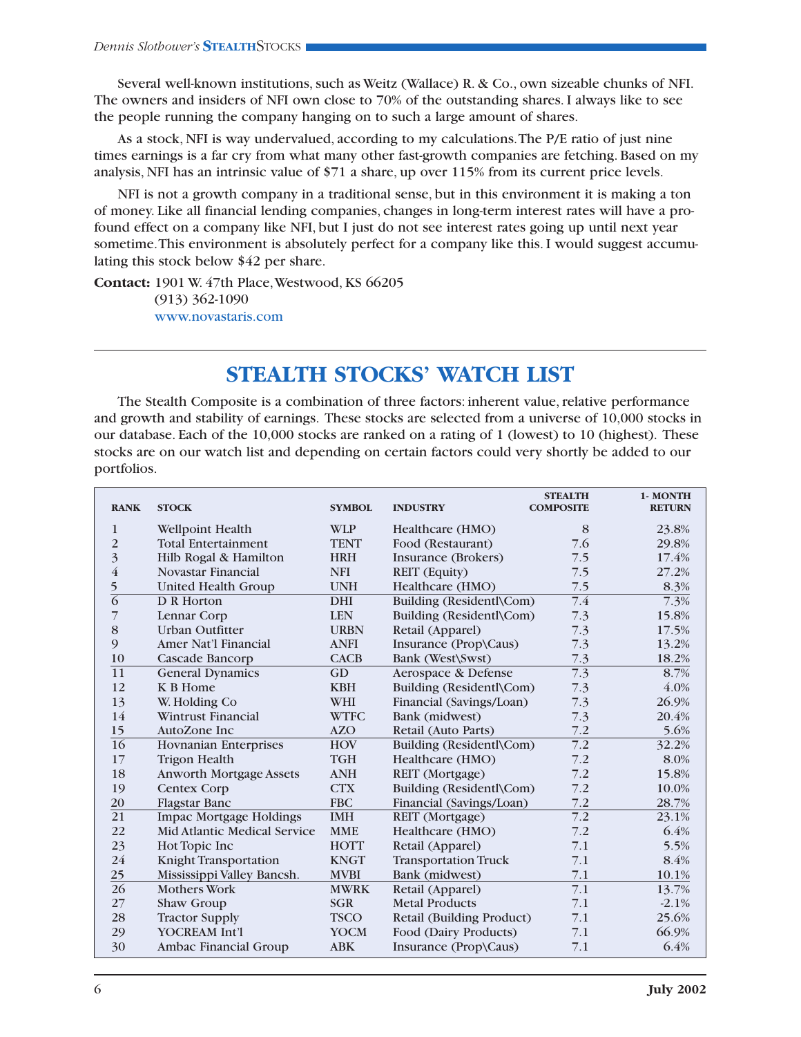Several well-known institutions, such as Weitz (Wallace) R. & Co., own sizeable chunks of NFI. The owners and insiders of NFI own close to 70% of the outstanding shares. I always like to see the people running the company hanging on to such a large amount of shares.

As a stock, NFI is way undervalued, according to my calculations. The P/E ratio of just nine times earnings is a far cry from what many other fast-growth companies are fetching. Based on my analysis, NFI has an intrinsic value of $71 a share, up over 115% from its current price levels.

NFI is not a growth company in a traditional sense, but in this environment it is making a ton of money. Like all financial lending companies, changes in long-term interest rates will have a profound effect on a company like NFI, but I just do not see interest rates going up until next year sometime. This environment is absolutely perfect for a company like this. I would suggest accumulating this stock below $42 per share.

**Contact:** 1901 W. 47th Place, Westwood, KS 66205
(913) 362-1090
www.novastaris.com

## STEALTH STOCKS' WATCH LIST

The Stealth Composite is a combination of three factors: inherent value, relative performance and growth and stability of earnings. These stocks are selected from a universe of 10,000 stocks in our database. Each of the 10,000 stocks are ranked on a rating of 1 (lowest) to 10 (highest). These stocks are on our watch list and depending on certain factors could very shortly be added to our portfolios.

| RANK | STOCK | SYMBOL | INDUSTRY | STEALTH COMPOSITE | 1- MONTH RETURN |
|---|---|---|---|---|---|
| 1 | Wellpoint Health | WLP | Healthcare (HMO) | 8 | 23.8% |
| 2 | Total Entertainment | TENT | Food (Restaurant) | 7.6 | 29.8% |
| 3 | Hilb Rogal & Hamilton | HRH | Insurance (Brokers) | 7.5 | 17.4% |
| 4 | Novastar Financial | NFI | REIT (Equity) | 7.5 | 27.2% |
| 5 | United Health Group | UNH | Healthcare (HMO) | 7.5 | 8.3% |
| 6 | D R Horton | DHI | Building (Residentl\Com) | 7.4 | 7.3% |
| 7 | Lennar Corp | LEN | Building (Residentl\Com) | 7.3 | 15.8% |
| 8 | Urban Outfitter | URBN | Retail (Apparel) | 7.3 | 17.5% |
| 9 | Amer Nat'l Financial | ANFI | Insurance (Prop\Caus) | 7.3 | 13.2% |
| 10 | Cascade Bancorp | CACB | Bank (West\Swst) | 7.3 | 18.2% |
| 11 | General Dynamics | GD | Aerospace & Defense | 7.3 | 8.7% |
| 12 | K B Home | KBH | Building (Residentl\Com) | 7.3 | 4.0% |
| 13 | W. Holding Co | WHI | Financial (Savings/Loan) | 7.3 | 26.9% |
| 14 | Wintrust Financial | WTFC | Bank (midwest) | 7.3 | 20.4% |
| 15 | AutoZone Inc | AZO | Retail (Auto Parts) | 7.2 | 5.6% |
| 16 | Hovnanian Enterprises | HOV | Building (Residentl\Com) | 7.2 | 32.2% |
| 17 | Trigon Health | TGH | Healthcare (HMO) | 7.2 | 8.0% |
| 18 | Anworth Mortgage Assets | ANH | REIT (Mortgage) | 7.2 | 15.8% |
| 19 | Centex Corp | CTX | Building (Residentl\Com) | 7.2 | 10.0% |
| 20 | Flagstar Banc | FBC | Financial (Savings/Loan) | 7.2 | 28.7% |
| 21 | Impac Mortgage Holdings | IMH | REIT (Mortgage) | 7.2 | 23.1% |
| 22 | Mid Atlantic Medical Service | MME | Healthcare (HMO) | 7.2 | 6.4% |
| 23 | Hot Topic Inc | HOTT | Retail (Apparel) | 7.1 | 5.5% |
| 24 | Knight Transportation | KNGT | Transportation Truck | 7.1 | 8.4% |
| 25 | Mississippi Valley Bancsh. | MVBI | Bank (midwest) | 7.1 | 10.1% |
| 26 | Mothers Work | MWRK | Retail (Apparel) | 7.1 | 13.7% |
| 27 | Shaw Group | SGR | Metal Products | 7.1 | -2.1% |
| 28 | Tractor Supply | TSCO | Retail (Building Product) | 7.1 | 25.6% |
| 29 | YOCREAM Int'l | YOCM | Food (Dairy Products) | 7.1 | 66.9% |
| 30 | Ambac Financial Group | ABK | Insurance (Prop\Caus) | 7.1 | 6.4% |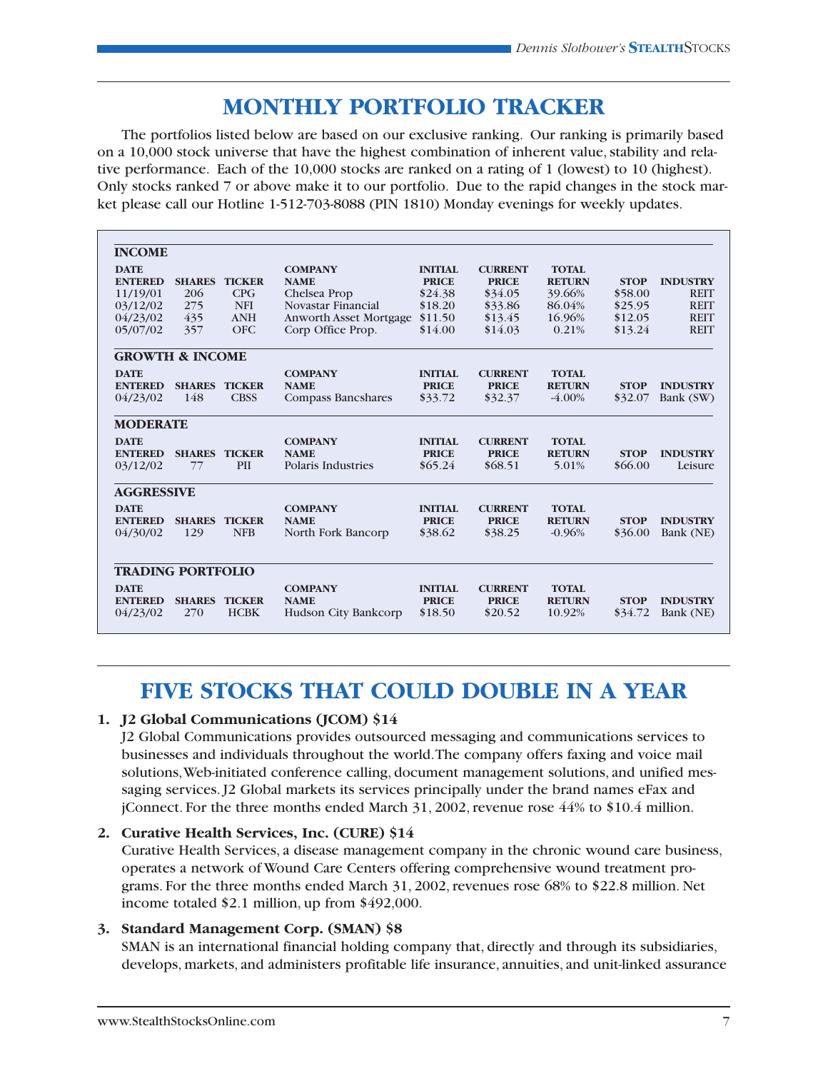# MONTHLY PORTFOLIO TRACKER

The portfolios listed below are based on our exclusive ranking. Our ranking is primarily based on a 10,000 stock universe that have the highest combination of inherent value, stability and relative performance. Each of the 10,000 stocks are ranked on a rating of 1 (lowest) to 10 (highest). Only stocks ranked 7 or above make it to our portfolio. Due to the rapid changes in the stock market please call our Hotline 1-512-703-8088 (PIN 1810) Monday evenings for weekly updates.

### INCOME

| DATE ENTERED | SHARES | TICKER | COMPANY NAME | INITIAL PRICE | CURRENT PRICE | TOTAL RETURN | STOP | INDUSTRY |
|---|---|---|---|---|---|---|---|---|
| 11/19/01 | 206 | CPG | Chelsea Prop | $24.38 | $34.05 | 39.66% | $58.00 | REIT |
| 03/12/02 | 275 | NFI | Novastar Financial | $18.20 | $33.86 | 86.04% | $25.95 | REIT |
| 04/23/02 | 435 | ANH | Anworth Asset Mortgage | $11.50 | $13.45 | 16.96% | $12.05 | REIT |
| 05/07/02 | 357 | OFC | Corp Office Prop. | $14.00 | $14.03 | 0.21% | $13.24 | REIT |

### GROWTH & INCOME

| DATE ENTERED | SHARES | TICKER | COMPANY NAME | INITIAL PRICE | CURRENT PRICE | TOTAL RETURN | STOP | INDUSTRY |
|---|---|---|---|---|---|---|---|---|
| 04/23/02 | 148 | CBSS | Compass Bancshares | $33.72 | $32.37 | -4.00% | $32.07 | Bank (SW) |

### MODERATE

| DATE ENTERED | SHARES | TICKER | COMPANY NAME | INITIAL PRICE | CURRENT PRICE | TOTAL RETURN | STOP | INDUSTRY |
|---|---|---|---|---|---|---|---|---|
| 03/12/02 | 77 | PII | Polaris Industries | $65.24 | $68.51 | 5.01% | $66.00 | Leisure |

### AGGRESSIVE

| DATE ENTERED | SHARES | TICKER | COMPANY NAME | INITIAL PRICE | CURRENT PRICE | TOTAL RETURN | STOP | INDUSTRY |
|---|---|---|---|---|---|---|---|---|
| 04/30/02 | 129 | NFB | North Fork Bancorp | $38.62 | $38.25 | -0.96% | $36.00 | Bank (NE) |

### TRADING PORTFOLIO

| DATE ENTERED | SHARES | TICKER | COMPANY NAME | INITIAL PRICE | CURRENT PRICE | TOTAL RETURN | STOP | INDUSTRY |
|---|---|---|---|---|---|---|---|---|
| 04/23/02 | 270 | HCBK | Hudson City Bankcorp | $18.50 | $20.52 | 10.92% | $34.72 | Bank (NE) |

# FIVE STOCKS THAT COULD DOUBLE IN A YEAR

1. **J2 Global Communications (JCOM) $14**
   J2 Global Communications provides outsourced messaging and communications services to businesses and individuals throughout the world. The company offers faxing and voice mail solutions, Web-initiated conference calling, document management solutions, and unified messaging services. J2 Global markets its services principally under the brand names eFax and jConnect. For the three months ended March 31, 2002, revenue rose 44% to $10.4 million.

2. **Curative Health Services, Inc. (CURE) $14**
   Curative Health Services, a disease management company in the chronic wound care business, operates a network of Wound Care Centers offering comprehensive wound treatment programs. For the three months ended March 31, 2002, revenues rose 68% to $22.8 million. Net income totaled $2.1 million, up from $492,000.

3. **Standard Management Corp. (SMAN) $8**
   SMAN is an international financial holding company that, directly and through its subsidiaries, develops, markets, and administers profitable life insurance, annuities, and unit-linked assurance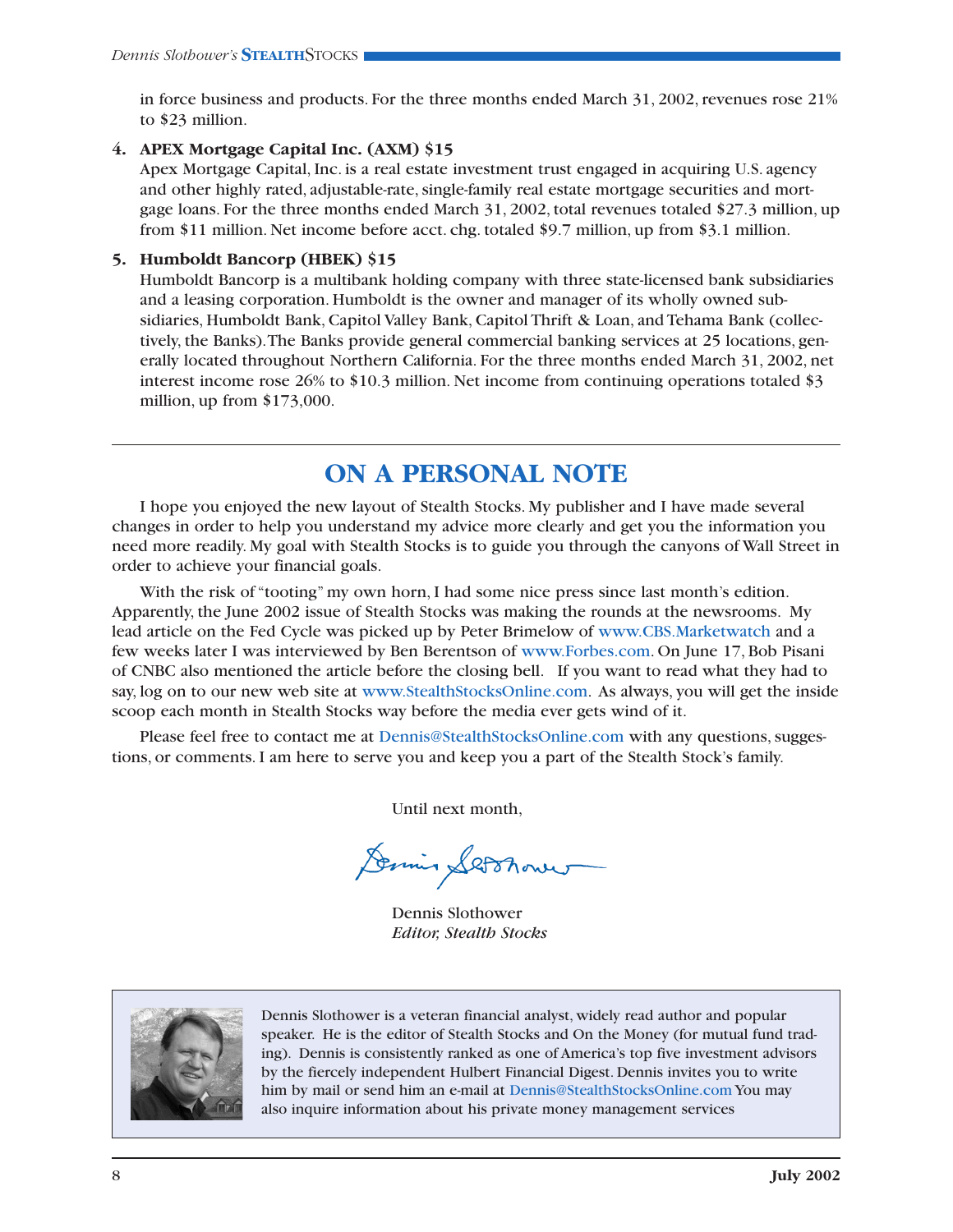in force business and products. For the three months ended March 31, 2002, revenues rose 21% to $23 million.

4. **APEX Mortgage Capital Inc. (AXM) $15**
   Apex Mortgage Capital, Inc. is a real estate investment trust engaged in acquiring U.S. agency and other highly rated, adjustable-rate, single-family real estate mortgage securities and mortgage loans. For the three months ended March 31, 2002, total revenues totaled $27.3 million, up from $11 million. Net income before acct. chg. totaled $9.7 million, up from $3.1 million.

5. **Humboldt Bancorp (HBEK) $15**
   Humboldt Bancorp is a multibank holding company with three state-licensed bank subsidiaries and a leasing corporation. Humboldt is the owner and manager of its wholly owned subsidiaries, Humboldt Bank, Capitol Valley Bank, Capitol Thrift & Loan, and Tehama Bank (collectively, the Banks). The Banks provide general commercial banking services at 25 locations, generally located throughout Northern California. For the three months ended March 31, 2002, net interest income rose 26% to $10.3 million. Net income from continuing operations totaled $3 million, up from $173,000.

## ON A PERSONAL NOTE

I hope you enjoyed the new layout of Stealth Stocks. My publisher and I have made several changes in order to help you understand my advice more clearly and get you the information you need more readily. My goal with Stealth Stocks is to guide you through the canyons of Wall Street in order to achieve your financial goals.

With the risk of "tooting" my own horn, I had some nice press since last month's edition. Apparently, the June 2002 issue of Stealth Stocks was making the rounds at the newsrooms. My lead article on the Fed Cycle was picked up by Peter Brimelow of www.CBS.Marketwatch and a few weeks later I was interviewed by Ben Berentson of www.Forbes.com. On June 17, Bob Pisani of CNBC also mentioned the article before the closing bell. If you want to read what they had to say, log on to our new web site at www.StealthStocksOnline.com. As always, you will get the inside scoop each month in Stealth Stocks way before the media ever gets wind of it.

Please feel free to contact me at Dennis@StealthStocksOnline.com with any questions, suggestions, or comments. I am here to serve you and keep you a part of the Stealth Stock's family.

Until next month,

Dennis Slothower
*Editor, Stealth Stocks*

Dennis Slothower is a veteran financial analyst, widely read author and popular speaker. He is the editor of Stealth Stocks and On the Money (for mutual fund trading). Dennis is consistently ranked as one of America's top five investment advisors by the fiercely independent Hulbert Financial Digest. Dennis invites you to write him by mail or send him an e-mail at Dennis@StealthStocksOnline.com You may also inquire information about his private money management services